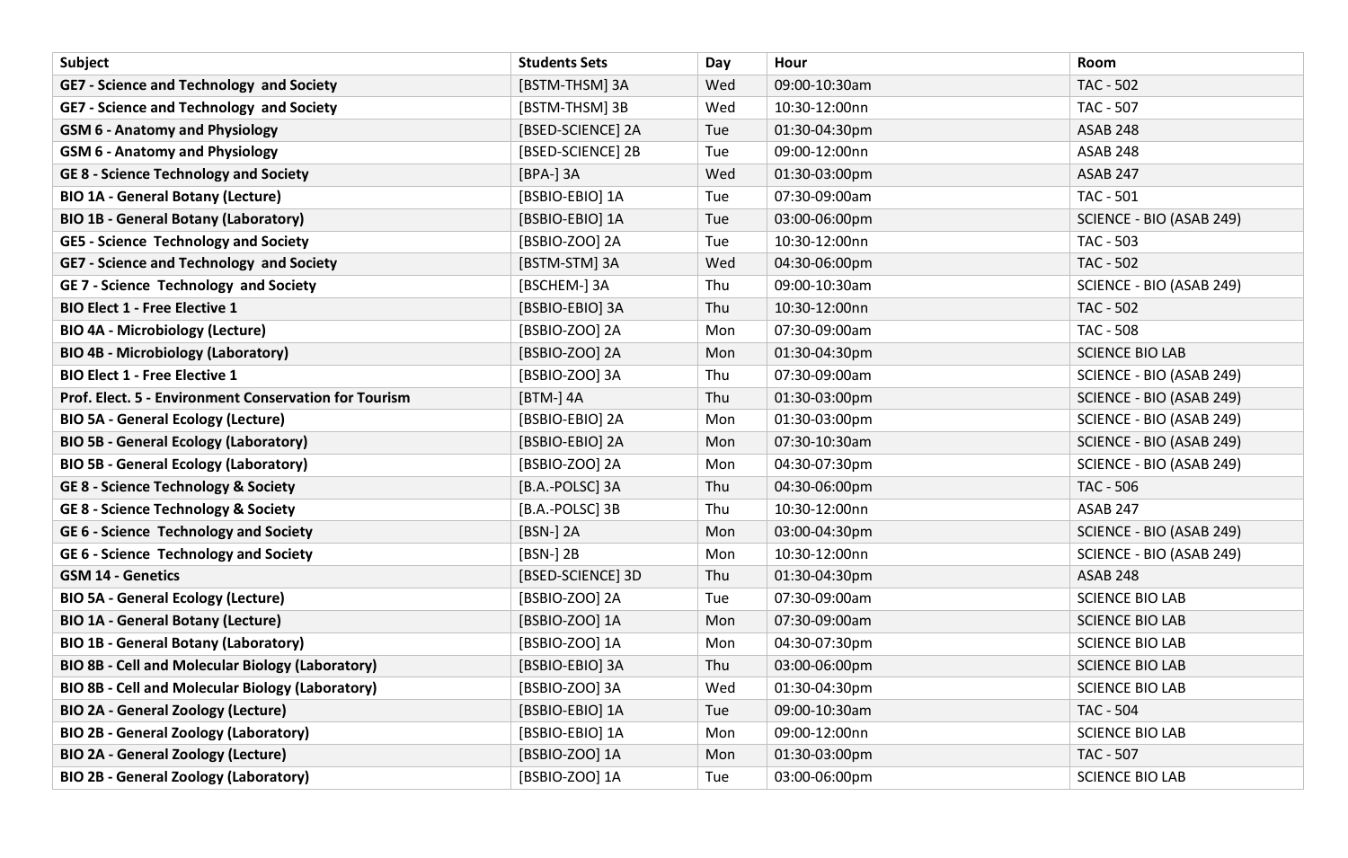| Subject | Students Sets | Day | Hour | Room |
|---|---|---|---|---|
| **GE7 - Science and Technology  and Society** | [BSTM-THSM] 3A | Wed | 09:00-10:30am | TAC - 502 |
| **GE7 - Science and Technology  and Society** | [BSTM-THSM] 3B | Wed | 10:30-12:00nn | TAC - 507 |
| **GSM 6 - Anatomy and Physiology** | [BSED-SCIENCE] 2A | Tue | 01:30-04:30pm | ASAB 248 |
| **GSM 6 - Anatomy and Physiology** | [BSED-SCIENCE] 2B | Tue | 09:00-12:00nn | ASAB 248 |
| **GE 8 - Science Technology and Society** | [BPA-] 3A | Wed | 01:30-03:00pm | ASAB 247 |
| **BIO 1A - General Botany (Lecture)** | [BSBIO-EBIO] 1A | Tue | 07:30-09:00am | TAC - 501 |
| **BIO 1B - General Botany (Laboratory)** | [BSBIO-EBIO] 1A | Tue | 03:00-06:00pm | SCIENCE - BIO (ASAB 249) |
| **GE5 - Science  Technology and Society** | [BSBIO-ZOO] 2A | Tue | 10:30-12:00nn | TAC - 503 |
| **GE7 - Science and Technology  and Society** | [BSTM-STM] 3A | Wed | 04:30-06:00pm | TAC - 502 |
| **GE 7 - Science  Technology  and Society** | [BSCHEM-] 3A | Thu | 09:00-10:30am | SCIENCE - BIO (ASAB 249) |
| **BIO Elect 1 - Free Elective 1** | [BSBIO-EBIO] 3A | Thu | 10:30-12:00nn | TAC - 502 |
| **BIO 4A - Microbiology (Lecture)** | [BSBIO-ZOO] 2A | Mon | 07:30-09:00am | TAC - 508 |
| **BIO 4B - Microbiology (Laboratory)** | [BSBIO-ZOO] 2A | Mon | 01:30-04:30pm | SCIENCE BIO LAB |
| **BIO Elect 1 - Free Elective 1** | [BSBIO-ZOO] 3A | Thu | 07:30-09:00am | SCIENCE - BIO (ASAB 249) |
| **Prof. Elect. 5 - Environment Conservation for Tourism** | [BTM-] 4A | Thu | 01:30-03:00pm | SCIENCE - BIO (ASAB 249) |
| **BIO 5A - General Ecology (Lecture)** | [BSBIO-EBIO] 2A | Mon | 01:30-03:00pm | SCIENCE - BIO (ASAB 249) |
| **BIO 5B - General Ecology (Laboratory)** | [BSBIO-EBIO] 2A | Mon | 07:30-10:30am | SCIENCE - BIO (ASAB 249) |
| **BIO 5B - General Ecology (Laboratory)** | [BSBIO-ZOO] 2A | Mon | 04:30-07:30pm | SCIENCE - BIO (ASAB 249) |
| **GE 8 - Science Technology & Society** | [B.A.-POLSC] 3A | Thu | 04:30-06:00pm | TAC - 506 |
| **GE 8 - Science Technology & Society** | [B.A.-POLSC] 3B | Thu | 10:30-12:00nn | ASAB 247 |
| **GE 6 - Science  Technology and Society** | [BSN-] 2A | Mon | 03:00-04:30pm | SCIENCE - BIO (ASAB 249) |
| **GE 6 - Science  Technology and Society** | [BSN-] 2B | Mon | 10:30-12:00nn | SCIENCE - BIO (ASAB 249) |
| **GSM 14 - Genetics** | [BSED-SCIENCE] 3D | Thu | 01:30-04:30pm | ASAB 248 |
| **BIO 5A - General Ecology (Lecture)** | [BSBIO-ZOO] 2A | Tue | 07:30-09:00am | SCIENCE BIO LAB |
| **BIO 1A - General Botany (Lecture)** | [BSBIO-ZOO] 1A | Mon | 07:30-09:00am | SCIENCE BIO LAB |
| **BIO 1B - General Botany (Laboratory)** | [BSBIO-ZOO] 1A | Mon | 04:30-07:30pm | SCIENCE BIO LAB |
| **BIO 8B - Cell and Molecular Biology (Laboratory)** | [BSBIO-EBIO] 3A | Thu | 03:00-06:00pm | SCIENCE BIO LAB |
| **BIO 8B - Cell and Molecular Biology (Laboratory)** | [BSBIO-ZOO] 3A | Wed | 01:30-04:30pm | SCIENCE BIO LAB |
| **BIO 2A - General Zoology (Lecture)** | [BSBIO-EBIO] 1A | Tue | 09:00-10:30am | TAC - 504 |
| **BIO 2B - General Zoology (Laboratory)** | [BSBIO-EBIO] 1A | Mon | 09:00-12:00nn | SCIENCE BIO LAB |
| **BIO 2A - General Zoology (Lecture)** | [BSBIO-ZOO] 1A | Mon | 01:30-03:00pm | TAC - 507 |
| **BIO 2B - General Zoology (Laboratory)** | [BSBIO-ZOO] 1A | Tue | 03:00-06:00pm | SCIENCE BIO LAB |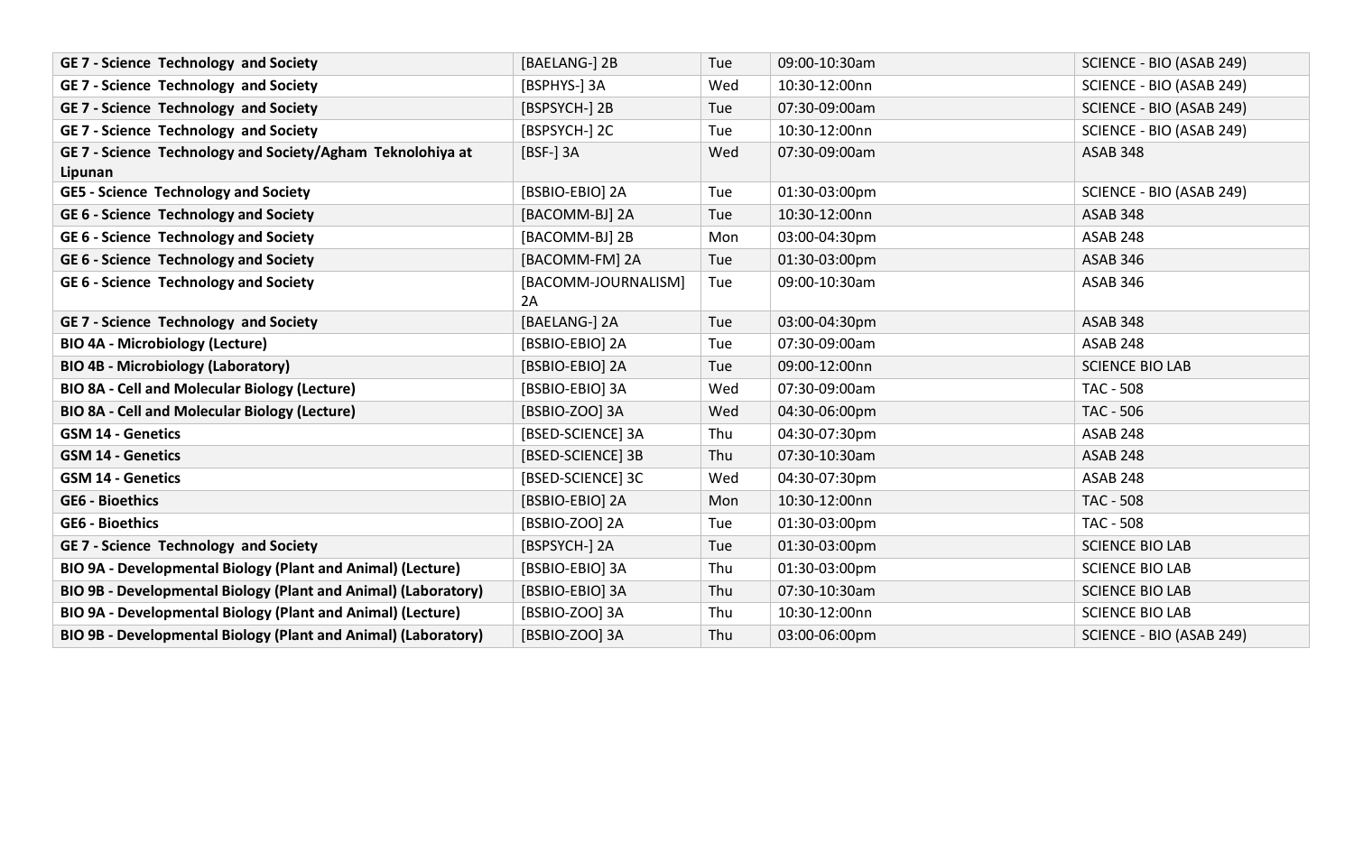| | | | | |
|---|---|---|---|---|
| **GE 7 - Science Technology and Society** | [BAELANG-] 2B | Tue | 09:00-10:30am | SCIENCE - BIO (ASAB 249) |
| **GE 7 - Science Technology and Society** | [BSPHYS-] 3A | Wed | 10:30-12:00nn | SCIENCE - BIO (ASAB 249) |
| **GE 7 - Science Technology and Society** | [BSPSYCH-] 2B | Tue | 07:30-09:00am | SCIENCE - BIO (ASAB 249) |
| **GE 7 - Science Technology and Society** | [BSPSYCH-] 2C | Tue | 10:30-12:00nn | SCIENCE - BIO (ASAB 249) |
| **GE 7 - Science Technology and Society/Agham Teknolohiya at Lipunan** | [BSF-] 3A | Wed | 07:30-09:00am | ASAB 348 |
| **GE5 - Science Technology and Society** | [BSBIO-EBIO] 2A | Tue | 01:30-03:00pm | SCIENCE - BIO (ASAB 249) |
| **GE 6 - Science Technology and Society** | [BACOMM-BJ] 2A | Tue | 10:30-12:00nn | ASAB 348 |
| **GE 6 - Science Technology and Society** | [BACOMM-BJ] 2B | Mon | 03:00-04:30pm | ASAB 248 |
| **GE 6 - Science Technology and Society** | [BACOMM-FM] 2A | Tue | 01:30-03:00pm | ASAB 346 |
| **GE 6 - Science Technology and Society** | [BACOMM-JOURNALISM] 2A | Tue | 09:00-10:30am | ASAB 346 |
| **GE 7 - Science Technology and Society** | [BAELANG-] 2A | Tue | 03:00-04:30pm | ASAB 348 |
| **BIO 4A - Microbiology (Lecture)** | [BSBIO-EBIO] 2A | Tue | 07:30-09:00am | ASAB 248 |
| **BIO 4B - Microbiology (Laboratory)** | [BSBIO-EBIO] 2A | Tue | 09:00-12:00nn | SCIENCE BIO LAB |
| **BIO 8A - Cell and Molecular Biology (Lecture)** | [BSBIO-EBIO] 3A | Wed | 07:30-09:00am | TAC - 508 |
| **BIO 8A - Cell and Molecular Biology (Lecture)** | [BSBIO-ZOO] 3A | Wed | 04:30-06:00pm | TAC - 506 |
| **GSM 14 - Genetics** | [BSED-SCIENCE] 3A | Thu | 04:30-07:30pm | ASAB 248 |
| **GSM 14 - Genetics** | [BSED-SCIENCE] 3B | Thu | 07:30-10:30am | ASAB 248 |
| **GSM 14 - Genetics** | [BSED-SCIENCE] 3C | Wed | 04:30-07:30pm | ASAB 248 |
| **GE6 - Bioethics** | [BSBIO-EBIO] 2A | Mon | 10:30-12:00nn | TAC - 508 |
| **GE6 - Bioethics** | [BSBIO-ZOO] 2A | Tue | 01:30-03:00pm | TAC - 508 |
| **GE 7 - Science Technology and Society** | [BSPSYCH-] 2A | Tue | 01:30-03:00pm | SCIENCE BIO LAB |
| **BIO 9A - Developmental Biology (Plant and Animal) (Lecture)** | [BSBIO-EBIO] 3A | Thu | 01:30-03:00pm | SCIENCE BIO LAB |
| **BIO 9B - Developmental Biology (Plant and Animal) (Laboratory)** | [BSBIO-EBIO] 3A | Thu | 07:30-10:30am | SCIENCE BIO LAB |
| **BIO 9A - Developmental Biology (Plant and Animal) (Lecture)** | [BSBIO-ZOO] 3A | Thu | 10:30-12:00nn | SCIENCE BIO LAB |
| **BIO 9B - Developmental Biology (Plant and Animal) (Laboratory)** | [BSBIO-ZOO] 3A | Thu | 03:00-06:00pm | SCIENCE - BIO (ASAB 249) |